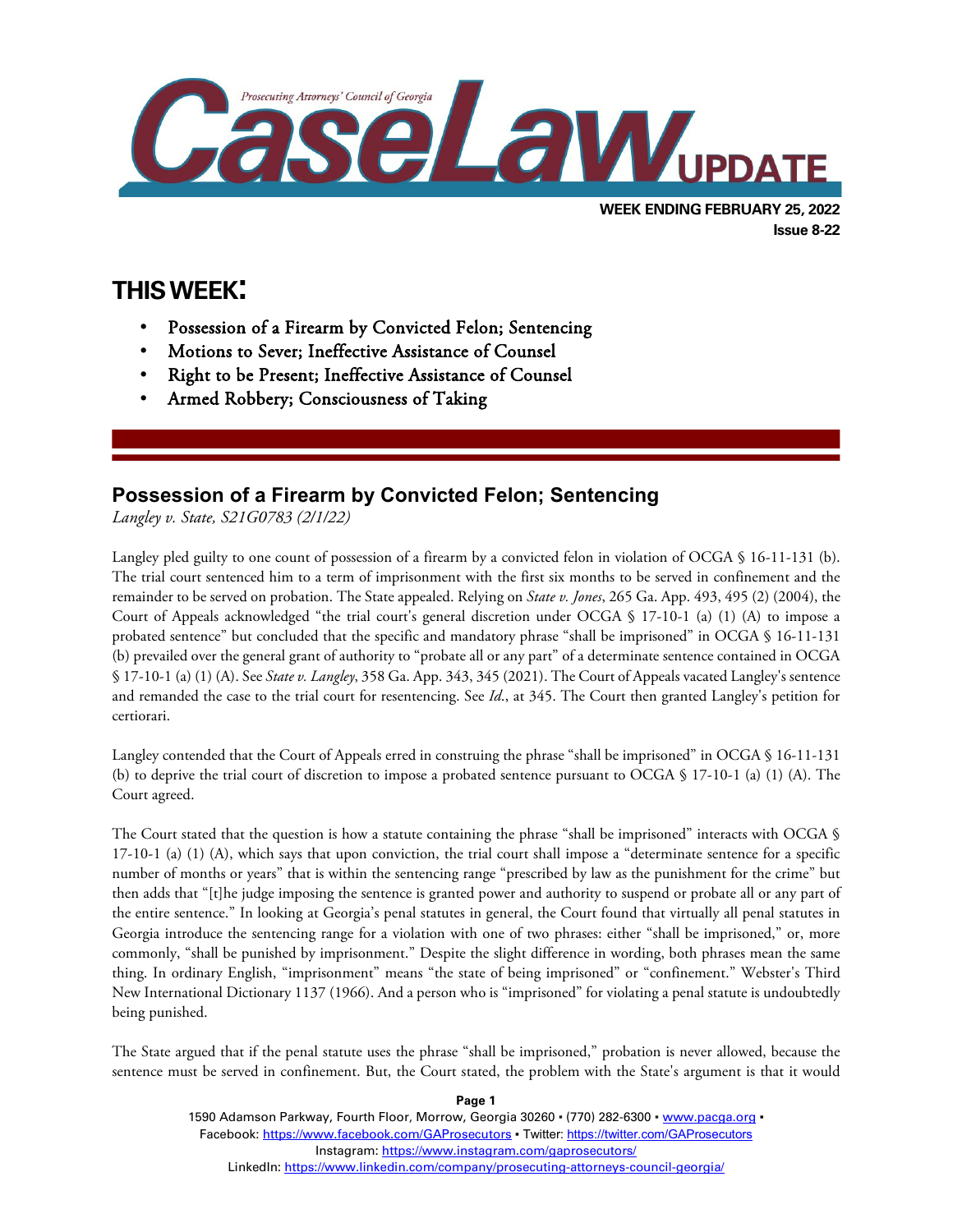# CaseLaw UPDATE

Prosecuting Attorneys' Council of Georgia

**WEEK ENDING FEBRUARY 25, 2022**
**Issue 8-22**

## THIS WEEK:

- Possession of a Firearm by Convicted Felon; Sentencing
- Motions to Sever; Ineffective Assistance of Counsel
- Right to be Present; Ineffective Assistance of Counsel
- Armed Robbery; Consciousness of Taking

## Possession of a Firearm by Convicted Felon; Sentencing

*Langley v. State, S21G0783 (2/1/22)*

Langley pled guilty to one count of possession of a firearm by a convicted felon in violation of OCGA § 16-11-131 (b). The trial court sentenced him to a term of imprisonment with the first six months to be served in confinement and the remainder to be served on probation. The State appealed. Relying on *State v. Jones*, 265 Ga. App. 493, 495 (2) (2004), the Court of Appeals acknowledged "the trial court's general discretion under OCGA § 17-10-1 (a) (1) (A) to impose a probated sentence" but concluded that the specific and mandatory phrase "shall be imprisoned" in OCGA § 16-11-131 (b) prevailed over the general grant of authority to "probate all or any part" of a determinate sentence contained in OCGA § 17-10-1 (a) (1) (A). See *State v. Langley*, 358 Ga. App. 343, 345 (2021). The Court of Appeals vacated Langley's sentence and remanded the case to the trial court for resentencing. See *Id.*, at 345. The Court then granted Langley's petition for certiorari.

Langley contended that the Court of Appeals erred in construing the phrase "shall be imprisoned" in OCGA § 16-11-131 (b) to deprive the trial court of discretion to impose a probated sentence pursuant to OCGA § 17-10-1 (a) (1) (A). The Court agreed.

The Court stated that the question is how a statute containing the phrase "shall be imprisoned" interacts with OCGA § 17-10-1 (a) (1) (A), which says that upon conviction, the trial court shall impose a "determinate sentence for a specific number of months or years" that is within the sentencing range "prescribed by law as the punishment for the crime" but then adds that "[t]he judge imposing the sentence is granted power and authority to suspend or probate all or any part of the entire sentence." In looking at Georgia's penal statutes in general, the Court found that virtually all penal statutes in Georgia introduce the sentencing range for a violation with one of two phrases: either "shall be imprisoned," or, more commonly, "shall be punished by imprisonment." Despite the slight difference in wording, both phrases mean the same thing. In ordinary English, "imprisonment" means "the state of being imprisoned" or "confinement." Webster's Third New International Dictionary 1137 (1966). And a person who is "imprisoned" for violating a penal statute is undoubtedly being punished.

The State argued that if the penal statute uses the phrase "shall be imprisoned," probation is never allowed, because the sentence must be served in confinement. But, the Court stated, the problem with the State's argument is that it would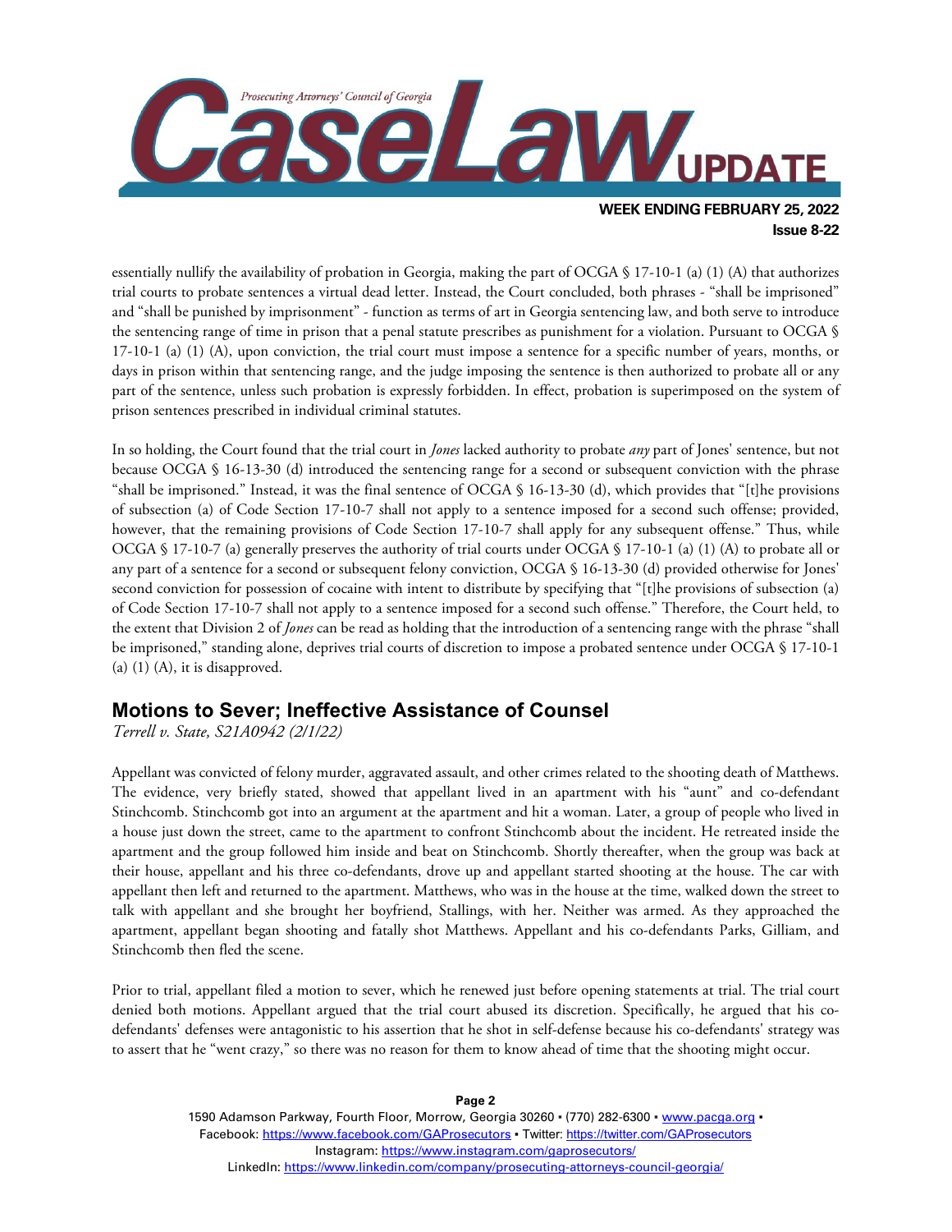essentially nullify the availability of probation in Georgia, making the part of OCGA § 17-10-1 (a) (1) (A) that authorizes trial courts to probate sentences a virtual dead letter. Instead, the Court concluded, both phrases - "shall be imprisoned" and "shall be punished by imprisonment" - function as terms of art in Georgia sentencing law, and both serve to introduce the sentencing range of time in prison that a penal statute prescribes as punishment for a violation. Pursuant to OCGA § 17-10-1 (a) (1) (A), upon conviction, the trial court must impose a sentence for a specific number of years, months, or days in prison within that sentencing range, and the judge imposing the sentence is then authorized to probate all or any part of the sentence, unless such probation is expressly forbidden. In effect, probation is superimposed on the system of prison sentences prescribed in individual criminal statutes.

In so holding, the Court found that the trial court in *Jones* lacked authority to probate *any* part of Jones' sentence, but not because OCGA § 16-13-30 (d) introduced the sentencing range for a second or subsequent conviction with the phrase "shall be imprisoned." Instead, it was the final sentence of OCGA § 16-13-30 (d), which provides that "[t]he provisions of subsection (a) of Code Section 17-10-7 shall not apply to a sentence imposed for a second such offense; provided, however, that the remaining provisions of Code Section 17-10-7 shall apply for any subsequent offense." Thus, while OCGA § 17-10-7 (a) generally preserves the authority of trial courts under OCGA § 17-10-1 (a) (1) (A) to probate all or any part of a sentence for a second or subsequent felony conviction, OCGA § 16-13-30 (d) provided otherwise for Jones' second conviction for possession of cocaine with intent to distribute by specifying that "[t]he provisions of subsection (a) of Code Section 17-10-7 shall not apply to a sentence imposed for a second such offense." Therefore, the Court held, to the extent that Division 2 of *Jones* can be read as holding that the introduction of a sentencing range with the phrase "shall be imprisoned," standing alone, deprives trial courts of discretion to impose a probated sentence under OCGA § 17-10-1 (a) (1) (A), it is disapproved.

## Motions to Sever; Ineffective Assistance of Counsel

*Terrell v. State, S21A0942 (2/1/22)*

Appellant was convicted of felony murder, aggravated assault, and other crimes related to the shooting death of Matthews. The evidence, very briefly stated, showed that appellant lived in an apartment with his "aunt" and co-defendant Stinchcomb. Stinchcomb got into an argument at the apartment and hit a woman. Later, a group of people who lived in a house just down the street, came to the apartment to confront Stinchcomb about the incident. He retreated inside the apartment and the group followed him inside and beat on Stinchcomb. Shortly thereafter, when the group was back at their house, appellant and his three co-defendants, drove up and appellant started shooting at the house. The car with appellant then left and returned to the apartment. Matthews, who was in the house at the time, walked down the street to talk with appellant and she brought her boyfriend, Stallings, with her. Neither was armed. As they approached the apartment, appellant began shooting and fatally shot Matthews. Appellant and his co-defendants Parks, Gilliam, and Stinchcomb then fled the scene.

Prior to trial, appellant filed a motion to sever, which he renewed just before opening statements at trial. The trial court denied both motions. Appellant argued that the trial court abused its discretion. Specifically, he argued that his co-defendants' defenses were antagonistic to his assertion that he shot in self-defense because his co-defendants' strategy was to assert that he "went crazy," so there was no reason for them to know ahead of time that the shooting might occur.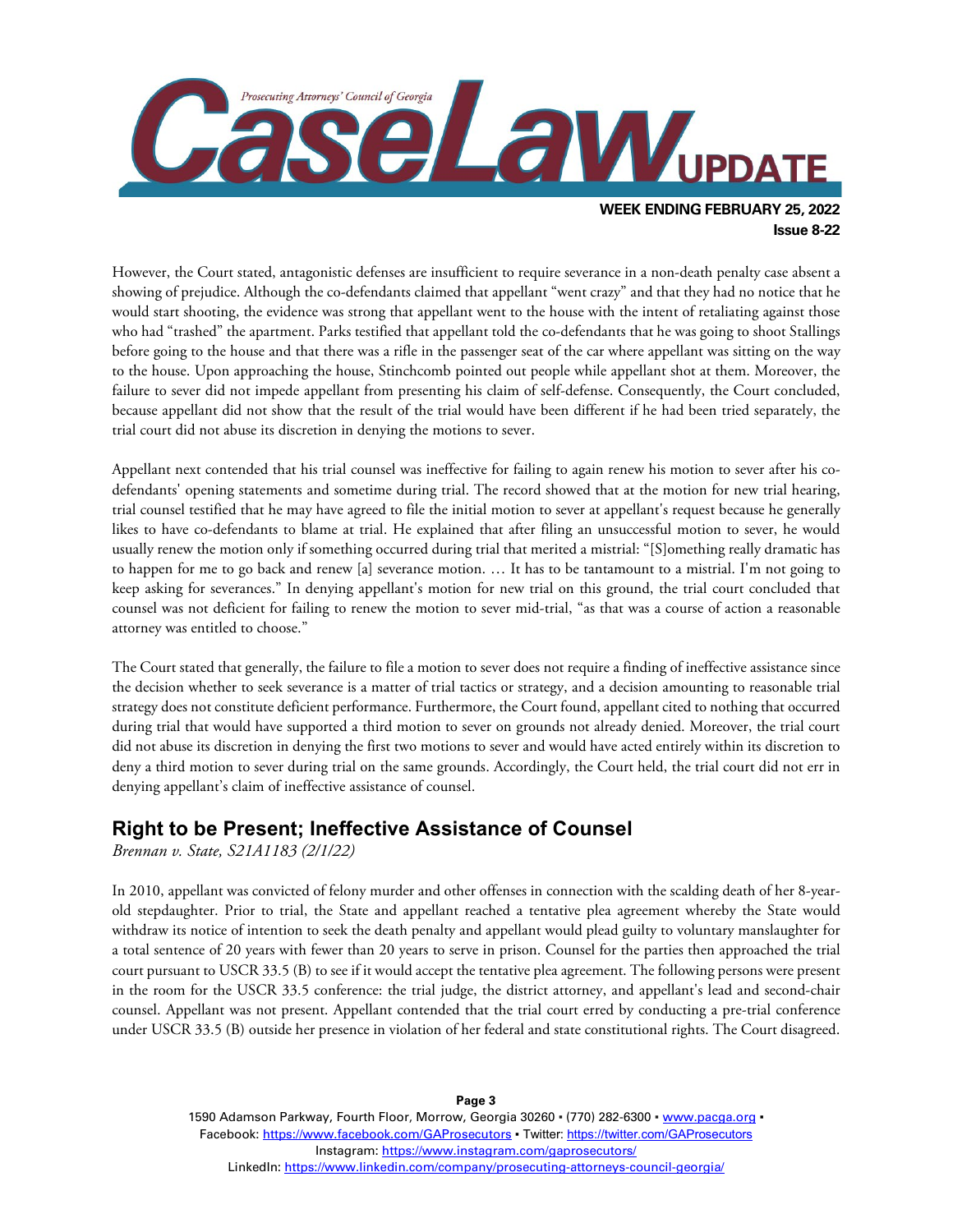However, the Court stated, antagonistic defenses are insufficient to require severance in a non-death penalty case absent a showing of prejudice. Although the co-defendants claimed that appellant "went crazy" and that they had no notice that he would start shooting, the evidence was strong that appellant went to the house with the intent of retaliating against those who had "trashed" the apartment. Parks testified that appellant told the co-defendants that he was going to shoot Stallings before going to the house and that there was a rifle in the passenger seat of the car where appellant was sitting on the way to the house. Upon approaching the house, Stinchcomb pointed out people while appellant shot at them. Moreover, the failure to sever did not impede appellant from presenting his claim of self-defense. Consequently, the Court concluded, because appellant did not show that the result of the trial would have been different if he had been tried separately, the trial court did not abuse its discretion in denying the motions to sever.

Appellant next contended that his trial counsel was ineffective for failing to again renew his motion to sever after his co-defendants' opening statements and sometime during trial. The record showed that at the motion for new trial hearing, trial counsel testified that he may have agreed to file the initial motion to sever at appellant's request because he generally likes to have co-defendants to blame at trial. He explained that after filing an unsuccessful motion to sever, he would usually renew the motion only if something occurred during trial that merited a mistrial: "[S]omething really dramatic has to happen for me to go back and renew [a] severance motion. … It has to be tantamount to a mistrial. I'm not going to keep asking for severances." In denying appellant's motion for new trial on this ground, the trial court concluded that counsel was not deficient for failing to renew the motion to sever mid-trial, "as that was a course of action a reasonable attorney was entitled to choose."

The Court stated that generally, the failure to file a motion to sever does not require a finding of ineffective assistance since the decision whether to seek severance is a matter of trial tactics or strategy, and a decision amounting to reasonable trial strategy does not constitute deficient performance. Furthermore, the Court found, appellant cited to nothing that occurred during trial that would have supported a third motion to sever on grounds not already denied. Moreover, the trial court did not abuse its discretion in denying the first two motions to sever and would have acted entirely within its discretion to deny a third motion to sever during trial on the same grounds. Accordingly, the Court held, the trial court did not err in denying appellant's claim of ineffective assistance of counsel.

## Right to be Present; Ineffective Assistance of Counsel

*Brennan v. State, S21A1183 (2/1/22)*

In 2010, appellant was convicted of felony murder and other offenses in connection with the scalding death of her 8-year-old stepdaughter. Prior to trial, the State and appellant reached a tentative plea agreement whereby the State would withdraw its notice of intention to seek the death penalty and appellant would plead guilty to voluntary manslaughter for a total sentence of 20 years with fewer than 20 years to serve in prison. Counsel for the parties then approached the trial court pursuant to USCR 33.5 (B) to see if it would accept the tentative plea agreement. The following persons were present in the room for the USCR 33.5 conference: the trial judge, the district attorney, and appellant's lead and second-chair counsel. Appellant was not present. Appellant contended that the trial court erred by conducting a pre-trial conference under USCR 33.5 (B) outside her presence in violation of her federal and state constitutional rights. The Court disagreed.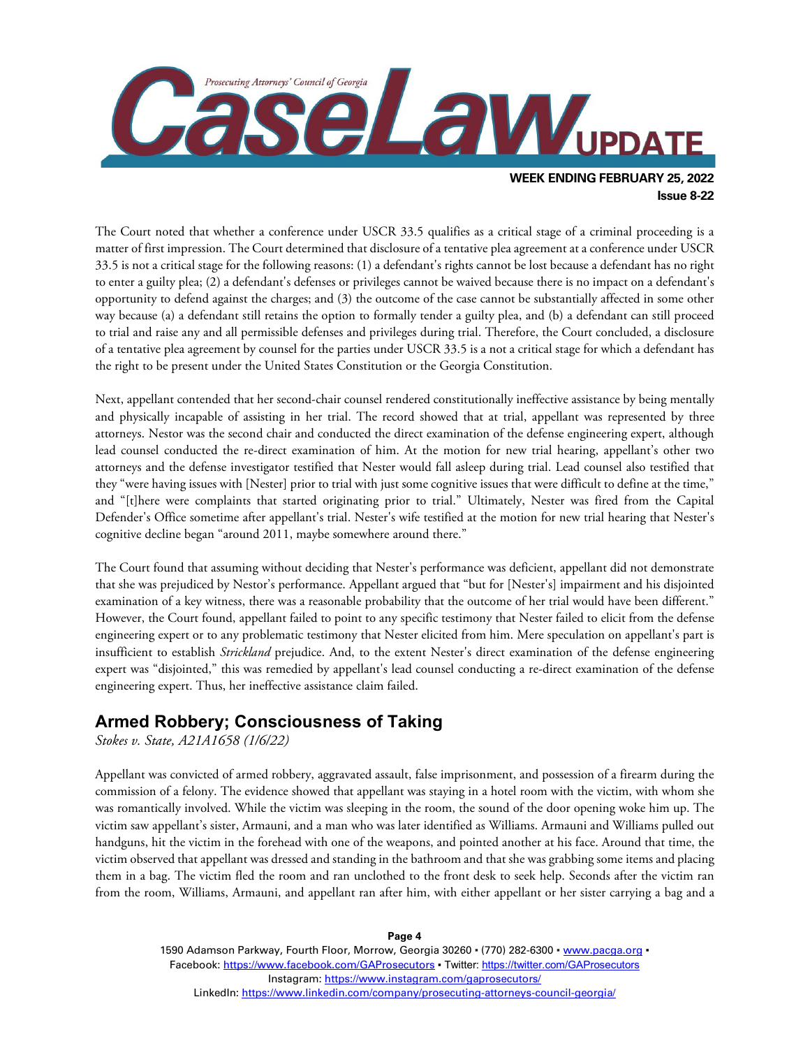The Court noted that whether a conference under USCR 33.5 qualifies as a critical stage of a criminal proceeding is a matter of first impression. The Court determined that disclosure of a tentative plea agreement at a conference under USCR 33.5 is not a critical stage for the following reasons: (1) a defendant's rights cannot be lost because a defendant has no right to enter a guilty plea; (2) a defendant's defenses or privileges cannot be waived because there is no impact on a defendant's opportunity to defend against the charges; and (3) the outcome of the case cannot be substantially affected in some other way because (a) a defendant still retains the option to formally tender a guilty plea, and (b) a defendant can still proceed to trial and raise any and all permissible defenses and privileges during trial. Therefore, the Court concluded, a disclosure of a tentative plea agreement by counsel for the parties under USCR 33.5 is a not a critical stage for which a defendant has the right to be present under the United States Constitution or the Georgia Constitution.

Next, appellant contended that her second-chair counsel rendered constitutionally ineffective assistance by being mentally and physically incapable of assisting in her trial. The record showed that at trial, appellant was represented by three attorneys. Nestor was the second chair and conducted the direct examination of the defense engineering expert, although lead counsel conducted the re-direct examination of him. At the motion for new trial hearing, appellant's other two attorneys and the defense investigator testified that Nester would fall asleep during trial. Lead counsel also testified that they "were having issues with [Nester] prior to trial with just some cognitive issues that were difficult to define at the time," and "[t]here were complaints that started originating prior to trial." Ultimately, Nester was fired from the Capital Defender's Office sometime after appellant's trial. Nester's wife testified at the motion for new trial hearing that Nester's cognitive decline began "around 2011, maybe somewhere around there."

The Court found that assuming without deciding that Nester's performance was deficient, appellant did not demonstrate that she was prejudiced by Nestor's performance. Appellant argued that "but for [Nester's] impairment and his disjointed examination of a key witness, there was a reasonable probability that the outcome of her trial would have been different." However, the Court found, appellant failed to point to any specific testimony that Nester failed to elicit from the defense engineering expert or to any problematic testimony that Nester elicited from him. Mere speculation on appellant's part is insufficient to establish *Strickland* prejudice. And, to the extent Nester's direct examination of the defense engineering expert was "disjointed," this was remedied by appellant's lead counsel conducting a re-direct examination of the defense engineering expert. Thus, her ineffective assistance claim failed.

## Armed Robbery; Consciousness of Taking

*Stokes v. State, A21A1658 (1/6/22)*

Appellant was convicted of armed robbery, aggravated assault, false imprisonment, and possession of a firearm during the commission of a felony. The evidence showed that appellant was staying in a hotel room with the victim, with whom she was romantically involved. While the victim was sleeping in the room, the sound of the door opening woke him up. The victim saw appellant's sister, Armauni, and a man who was later identified as Williams. Armauni and Williams pulled out handguns, hit the victim in the forehead with one of the weapons, and pointed another at his face. Around that time, the victim observed that appellant was dressed and standing in the bathroom and that she was grabbing some items and placing them in a bag. The victim fled the room and ran unclothed to the front desk to seek help. Seconds after the victim ran from the room, Williams, Armauni, and appellant ran after him, with either appellant or her sister carrying a bag and a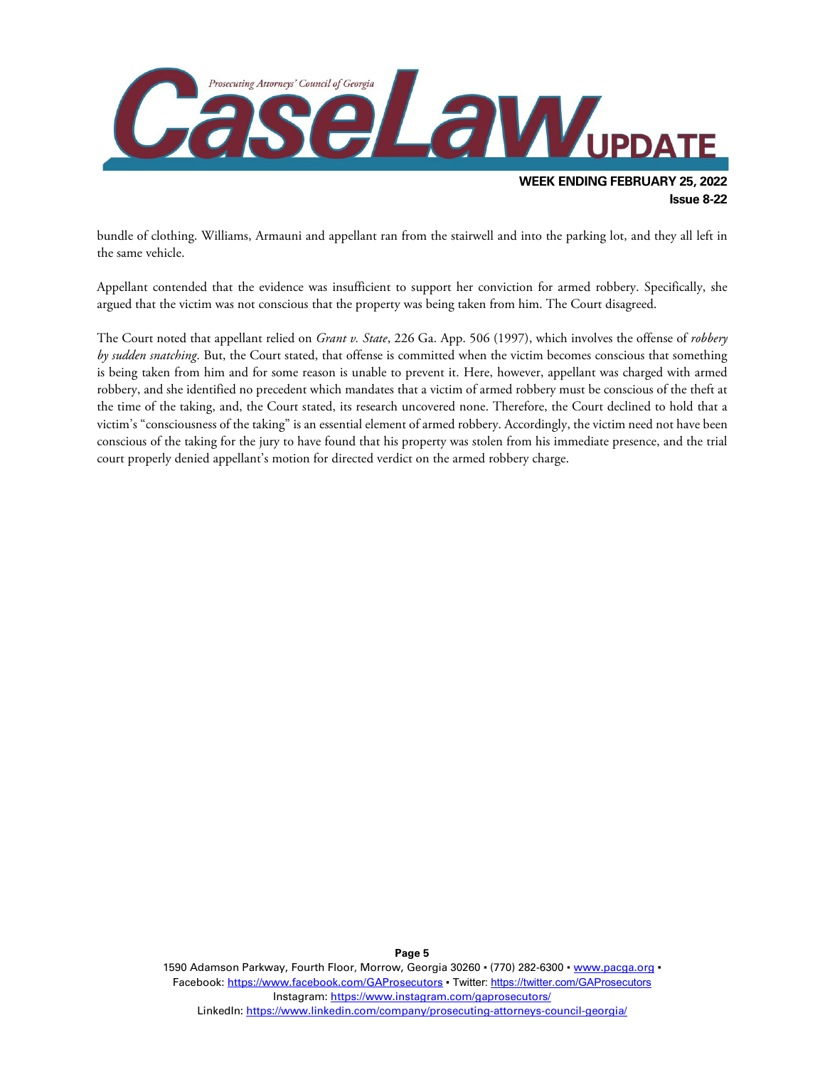bundle of clothing. Williams, Armauni and appellant ran from the stairwell and into the parking lot, and they all left in the same vehicle.

Appellant contended that the evidence was insufficient to support her conviction for armed robbery. Specifically, she argued that the victim was not conscious that the property was being taken from him. The Court disagreed.

The Court noted that appellant relied on *Grant v. State*, 226 Ga. App. 506 (1997), which involves the offense of *robbery by sudden snatching*. But, the Court stated, that offense is committed when the victim becomes conscious that something is being taken from him and for some reason is unable to prevent it. Here, however, appellant was charged with armed robbery, and she identified no precedent which mandates that a victim of armed robbery must be conscious of the theft at the time of the taking, and, the Court stated, its research uncovered none. Therefore, the Court declined to hold that a victim's "consciousness of the taking" is an essential element of armed robbery. Accordingly, the victim need not have been conscious of the taking for the jury to have found that his property was stolen from his immediate presence, and the trial court properly denied appellant's motion for directed verdict on the armed robbery charge.